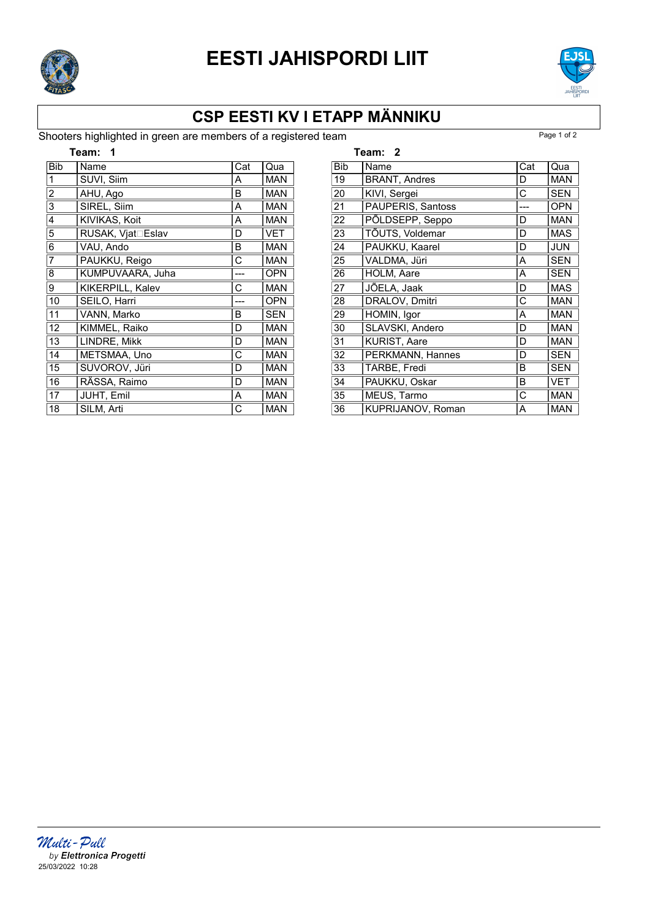# EESTI JAHISPORDI LIIT

## CSP EESTI KV I ETAPP MÄNNIKU

Shooters highlighted in green are members of a registered team

**Team: 1**

| Bib | Name | Cat | Qua |
|---|---|---|---|
| 1 | SUVI, Siim | A | MAN |
| 2 | AHU, Ago | B | MAN |
| 3 | SIREL, Siim | A | MAN |
| 4 | KIVIKAS, Koit | A | MAN |
| 5 | RUSAK, Vjat□Eslav | D | VET |
| 6 | VAU, Ando | B | MAN |
| 7 | PAUKKU, Reigo | C | MAN |
| 8 | KUMPUVAARA, Juha | --- | OPN |
| 9 | KIKERPILL, Kalev | C | MAN |
| 10 | SEILO, Harri | --- | OPN |
| 11 | VANN, Marko | B | SEN |
| 12 | KIMMEL, Raiko | D | MAN |
| 13 | LINDRE, Mikk | D | MAN |
| 14 | METSMAA, Uno | C | MAN |
| 15 | SUVOROV, Jüri | D | MAN |
| 16 | RÄSSA, Raimo | D | MAN |
| 17 | JUHT, Emil | A | MAN |
| 18 | SILM, Arti | C | MAN |

**Team: 2**

| Bib | Name | Cat | Qua |
|---|---|---|---|
| 19 | BRANT, Andres | D | MAN |
| 20 | KIVI, Sergei | C | SEN |
| 21 | PAUPERIS, Santoss | --- | OPN |
| 22 | PÕLDSEPP, Seppo | D | MAN |
| 23 | TÕUTS, Voldemar | D | MAS |
| 24 | PAUKKU, Kaarel | D | JUN |
| 25 | VALDMA, Jüri | A | SEN |
| 26 | HOLM, Aare | A | SEN |
| 27 | JÕELA, Jaak | D | MAS |
| 28 | DRALOV, Dmitri | C | MAN |
| 29 | HOMIN, Igor | A | MAN |
| 30 | SLAVSKI, Andero | D | MAN |
| 31 | KURIST, Aare | D | MAN |
| 32 | PERKMANN, Hannes | D | SEN |
| 33 | TARBE, Fredi | B | SEN |
| 34 | PAUKKU, Oskar | B | VET |
| 35 | MEUS, Tarmo | C | MAN |
| 36 | KUPRIJANOV, Roman | A | MAN |

*Multi-Pull*
*by **Elettronica Progetti***
25/03/2022 10:28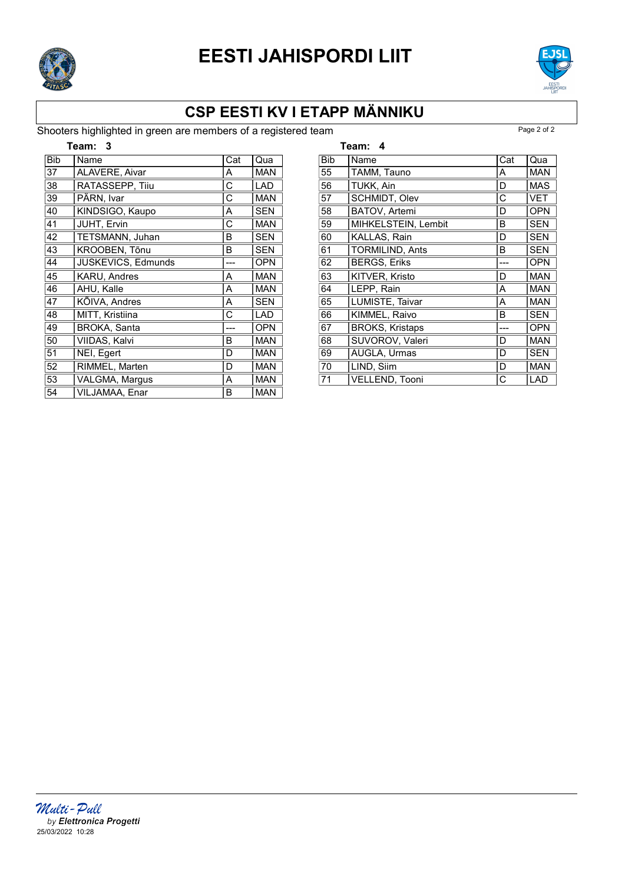# EESTI JAHISPORDI LIIT

## CSP EESTI KV I ETAPP MÄNNIKU

Shooters highlighted in green are members of a registered team

**Team: 3**

| Bib | Name | Cat | Qua |
|---|---|---|---|
| 37 | ALAVERE, Aivar | A | MAN |
| 38 | RATASSEPP, Tiiu | C | LAD |
| 39 | PÄRN, Ivar | C | MAN |
| 40 | KINDSIGO, Kaupo | A | SEN |
| 41 | JUHT, Ervin | C | MAN |
| 42 | TETSMANN, Juhan | B | SEN |
| 43 | KROOBEN, Tõnu | B | SEN |
| 44 | JUSKEVICS, Edmunds | --- | OPN |
| 45 | KARU, Andres | A | MAN |
| 46 | AHU, Kalle | A | MAN |
| 47 | KÕIVA, Andres | A | SEN |
| 48 | MITT, Kristiina | C | LAD |
| 49 | BROKA, Santa | --- | OPN |
| 50 | VIIDAS, Kalvi | B | MAN |
| 51 | NEI, Egert | D | MAN |
| 52 | RIMMEL, Marten | D | MAN |
| 53 | VALGMA, Margus | A | MAN |
| 54 | VILJAMAA, Enar | B | MAN |

**Team: 4**

| Bib | Name | Cat | Qua |
|---|---|---|---|
| 55 | TAMM, Tauno | A | MAN |
| 56 | TUKK, Ain | D | MAS |
| 57 | SCHMIDT, Olev | C | VET |
| 58 | BATOV, Artemi | D | OPN |
| 59 | MIHKELSTEIN, Lembit | B | SEN |
| 60 | KALLAS, Rain | D | SEN |
| 61 | TORMILIND, Ants | B | SEN |
| 62 | BERGS, Eriks | --- | OPN |
| 63 | KITVER, Kristo | D | MAN |
| 64 | LEPP, Rain | A | MAN |
| 65 | LUMISTE, Taivar | A | MAN |
| 66 | KIMMEL, Raivo | B | SEN |
| 67 | BROKS, Kristaps | --- | OPN |
| 68 | SUVOROV, Valeri | D | MAN |
| 69 | AUGLA, Urmas | D | SEN |
| 70 | LIND, Siim | D | MAN |
| 71 | VELLEND, Tooni | C | LAD |

*Multi-Pull*
*by **Elettronica Progetti***
25/03/2022 10:28